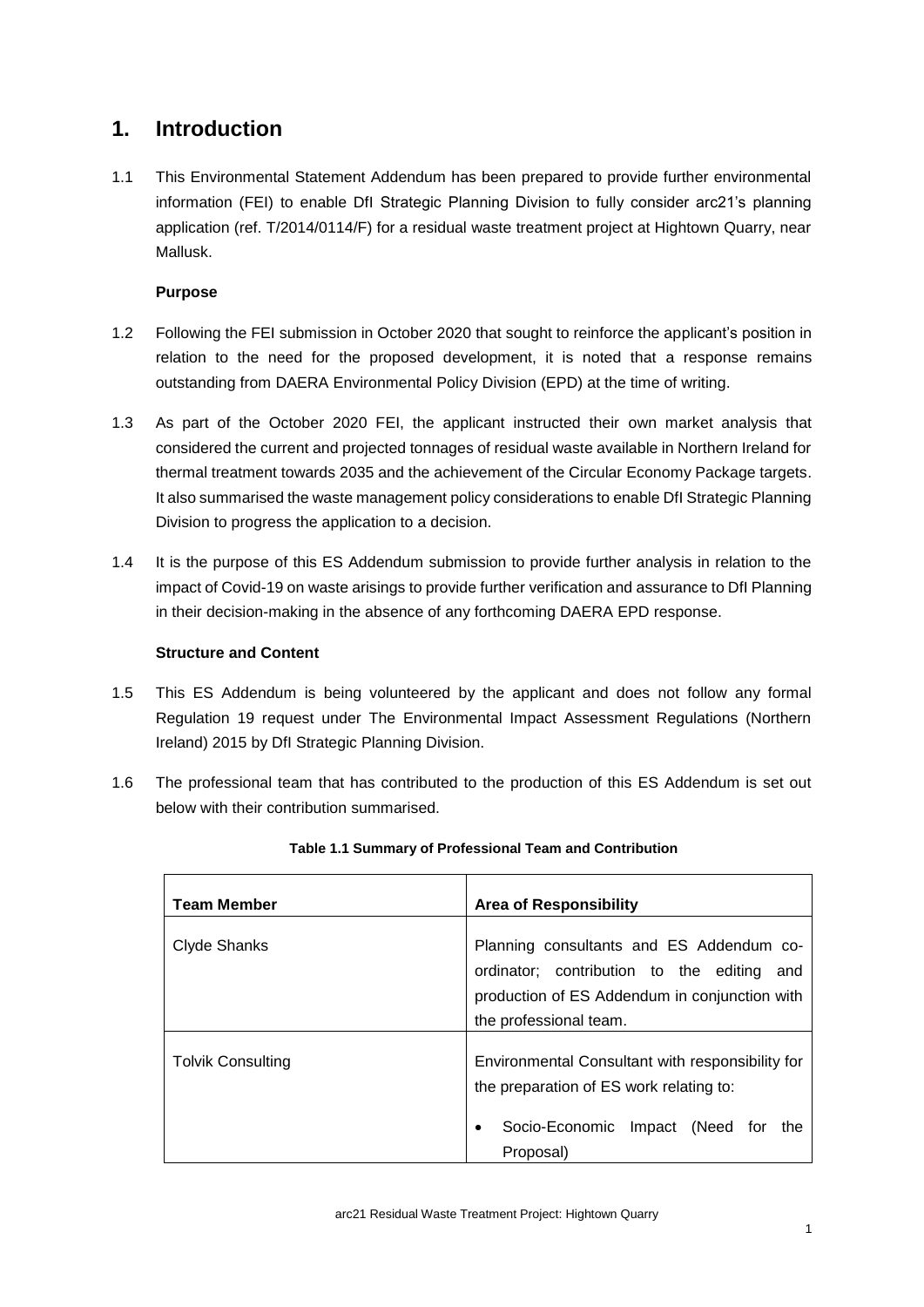# 1. Introduction

1.1 This Environmental Statement Addendum has been prepared to provide further environmental information (FEI) to enable DfI Strategic Planning Division to fully consider arc21's planning application (ref. T/2014/0114/F) for a residual waste treatment project at Hightown Quarry, near Mallusk.

**Purpose**

1.2 Following the FEI submission in October 2020 that sought to reinforce the applicant's position in relation to the need for the proposed development, it is noted that a response remains outstanding from DAERA Environmental Policy Division (EPD) at the time of writing.

1.3 As part of the October 2020 FEI, the applicant instructed their own market analysis that considered the current and projected tonnages of residual waste available in Northern Ireland for thermal treatment towards 2035 and the achievement of the Circular Economy Package targets. It also summarised the waste management policy considerations to enable DfI Strategic Planning Division to progress the application to a decision.

1.4 It is the purpose of this ES Addendum submission to provide further analysis in relation to the impact of Covid-19 on waste arisings to provide further verification and assurance to DfI Planning in their decision-making in the absence of any forthcoming DAERA EPD response.

**Structure and Content**

1.5 This ES Addendum is being volunteered by the applicant and does not follow any formal Regulation 19 request under The Environmental Impact Assessment Regulations (Northern Ireland) 2015 by DfI Strategic Planning Division.

1.6 The professional team that has contributed to the production of this ES Addendum is set out below with their contribution summarised.

**Table 1.1 Summary of Professional Team and Contribution**

| Team Member | Area of Responsibility |
|---|---|
| Clyde Shanks | Planning consultants and ES Addendum co-ordinator; contribution to the editing and production of ES Addendum in conjunction with the professional team. |
| Tolvik Consulting | Environmental Consultant with responsibility for the preparation of ES work relating to:<br>• Socio-Economic Impact (Need for the Proposal) |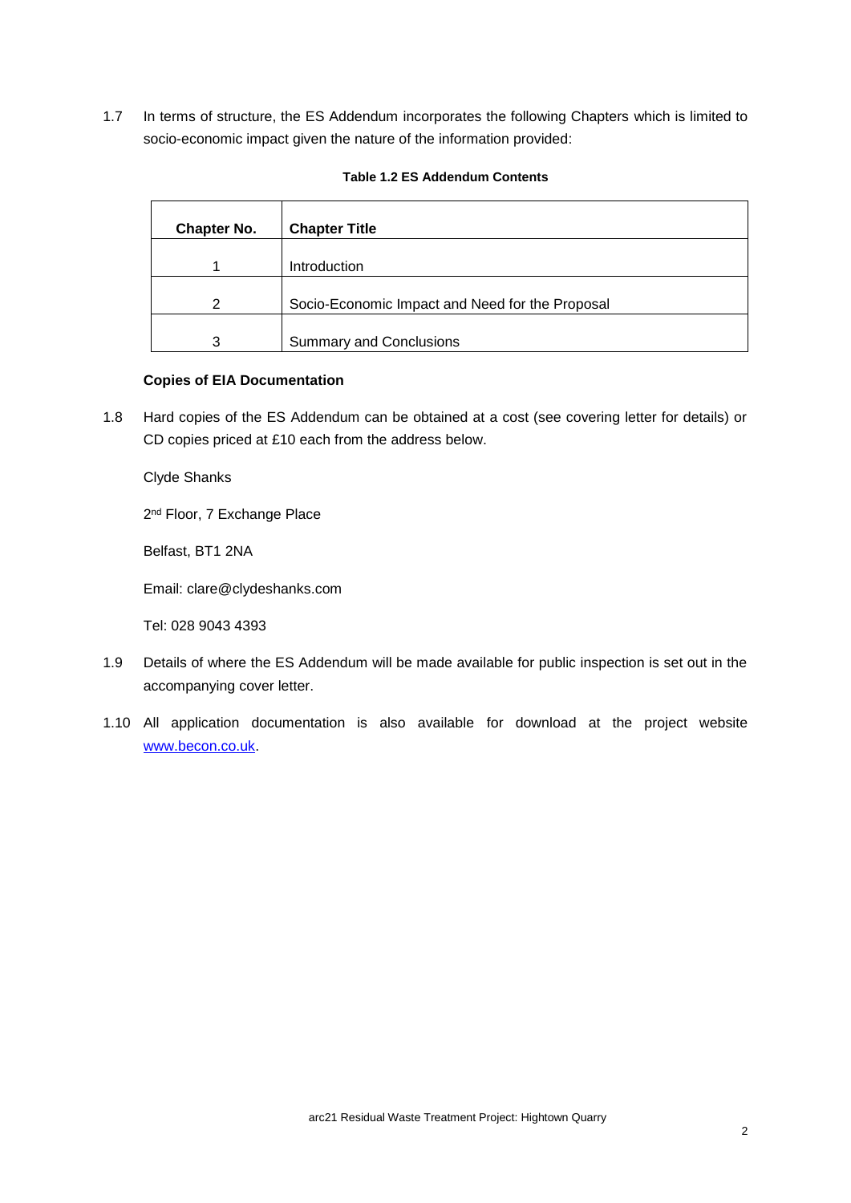1.7 In terms of structure, the ES Addendum incorporates the following Chapters which is limited to socio-economic impact given the nature of the information provided:

**Table 1.2 ES Addendum Contents**

| Chapter No. | Chapter Title |
|---|---|
| 1 | Introduction |
| 2 | Socio-Economic Impact and Need for the Proposal |
| 3 | Summary and Conclusions |

**Copies of EIA Documentation**

1.8 Hard copies of the ES Addendum can be obtained at a cost (see covering letter for details) or CD copies priced at £10 each from the address below.

Clyde Shanks

2nd Floor, 7 Exchange Place

Belfast, BT1 2NA

Email: clare@clydeshanks.com

Tel: 028 9043 4393

1.9 Details of where the ES Addendum will be made available for public inspection is set out in the accompanying cover letter.

1.10 All application documentation is also available for download at the project website www.becon.co.uk.